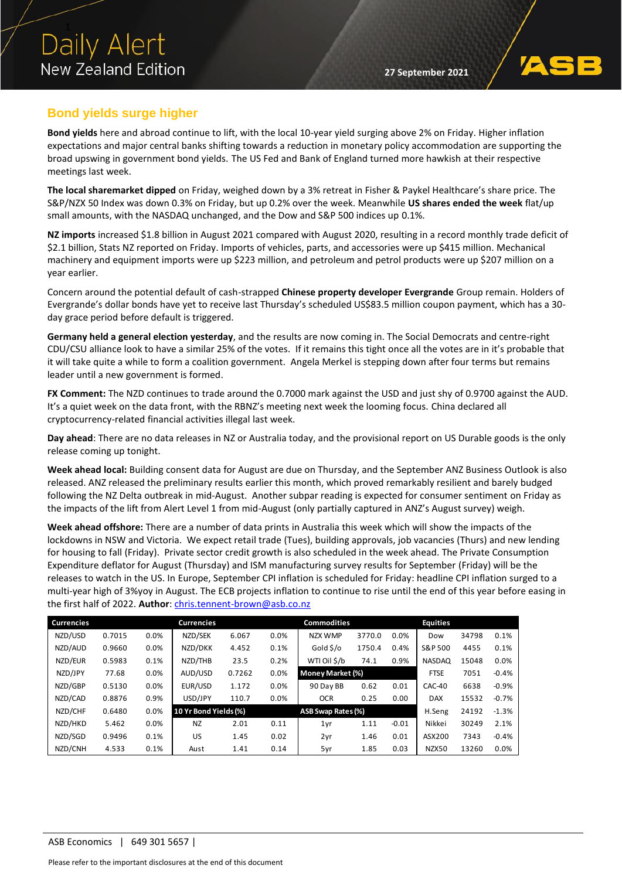# Daily Alert
## New Zealand Edition

27 September 2021

## Bond yields surge higher

**Bond yields** here and abroad continue to lift, with the local 10-year yield surging above 2% on Friday. Higher inflation expectations and major central banks shifting towards a reduction in monetary policy accommodation are supporting the broad upswing in government bond yields. The US Fed and Bank of England turned more hawkish at their respective meetings last week.

**The local sharemarket dipped** on Friday, weighed down by a 3% retreat in Fisher & Paykel Healthcare's share price. The S&P/NZX 50 Index was down 0.3% on Friday, but up 0.2% over the week. Meanwhile **US shares ended the week** flat/up small amounts, with the NASDAQ unchanged, and the Dow and S&P 500 indices up 0.1%.

**NZ imports** increased $1.8 billion in August 2021 compared with August 2020, resulting in a record monthly trade deficit of $2.1 billion, Stats NZ reported on Friday. Imports of vehicles, parts, and accessories were up $415 million. Mechanical machinery and equipment imports were up $223 million, and petroleum and petrol products were up $207 million on a year earlier.

Concern around the potential default of cash-strapped **Chinese property developer Evergrande** Group remain. Holders of Evergrande's dollar bonds have yet to receive last Thursday's scheduled US$83.5 million coupon payment, which has a 30-day grace period before default is triggered.

**Germany held a general election yesterday**, and the results are now coming in. The Social Democrats and centre-right CDU/CSU alliance look to have a similar 25% of the votes. If it remains this tight once all the votes are in it's probable that it will take quite a while to form a coalition government. Angela Merkel is stepping down after four terms but remains leader until a new government is formed.

**FX Comment:** The NZD continues to trade around the 0.7000 mark against the USD and just shy of 0.9700 against the AUD. It's a quiet week on the data front, with the RBNZ's meeting next week the looming focus. China declared all cryptocurrency-related financial activities illegal last week.

**Day ahead**: There are no data releases in NZ or Australia today, and the provisional report on US Durable goods is the only release coming up tonight.

**Week ahead local:** Building consent data for August are due on Thursday, and the September ANZ Business Outlook is also released. ANZ released the preliminary results earlier this month, which proved remarkably resilient and barely budged following the NZ Delta outbreak in mid-August. Another subpar reading is expected for consumer sentiment on Friday as the impacts of the lift from Alert Level 1 from mid-August (only partially captured in ANZ's August survey) weigh.

**Week ahead offshore:** There are a number of data prints in Australia this week which will show the impacts of the lockdowns in NSW and Victoria. We expect retail trade (Tues), building approvals, job vacancies (Thurs) and new lending for housing to fall (Friday). Private sector credit growth is also scheduled in the week ahead. The Private Consumption Expenditure deflator for August (Thursday) and ISM manufacturing survey results for September (Friday) will be the releases to watch in the US. In Europe, September CPI inflation is scheduled for Friday: headline CPI inflation surged to a multi-year high of 3%yoy in August. The ECB projects inflation to continue to rise until the end of this year before easing in the first half of 2022. **Author**: chris.tennent-brown@asb.co.nz

| Currencies | | | Currencies | | | Commodities | | | Equities | | |
|---|---|---|---|---|---|---|---|---|---|---|---|
| NZD/USD | 0.7015 | 0.0% | NZD/SEK | 6.067 | 0.0% | NZX WMP | 3770.0 | 0.0% | Dow | 34798 | 0.1% |
| NZD/AUD | 0.9660 | 0.0% | NZD/DKK | 4.452 | 0.1% | Gold $/o | 1750.4 | 0.4% | S&P 500 | 4455 | 0.1% |
| NZD/EUR | 0.5983 | 0.1% | NZD/THB | 23.5 | 0.2% | WTI Oil $/b | 74.1 | 0.9% | NASDAQ | 15048 | 0.0% |
| NZD/JPY | 77.68 | 0.0% | AUD/USD | 0.7262 | 0.0% | **Money Market (%)** | | | FTSE | 7051 | -0.4% |
| NZD/GBP | 0.5130 | 0.0% | EUR/USD | 1.172 | 0.0% | 90 Day BB | 0.62 | 0.01 | CAC-40 | 6638 | -0.9% |
| NZD/CAD | 0.8876 | 0.9% | USD/JPY | 110.7 | 0.0% | OCR | 0.25 | 0.00 | DAX | 15532 | -0.7% |
| NZD/CHF | 0.6480 | 0.0% | **10 Yr Bond Yields (%)** | | | **ASB Swap Rates (%)** | | | H.Seng | 24192 | -1.3% |
| NZD/HKD | 5.462 | 0.0% | NZ | 2.01 | 0.11 | 1yr | 1.11 | -0.01 | Nikkei | 30249 | 2.1% |
| NZD/SGD | 0.9496 | 0.1% | US | 1.45 | 0.02 | 2yr | 1.46 | 0.01 | ASX200 | 7343 | -0.4% |
| NZD/CNH | 4.533 | 0.1% | Aust | 1.41 | 0.14 | 5yr | 1.85 | 0.03 | NZX50 | 13260 | 0.0% |

ASB Economics | 649 301 5657 |

Please refer to the important disclosures at the end of this document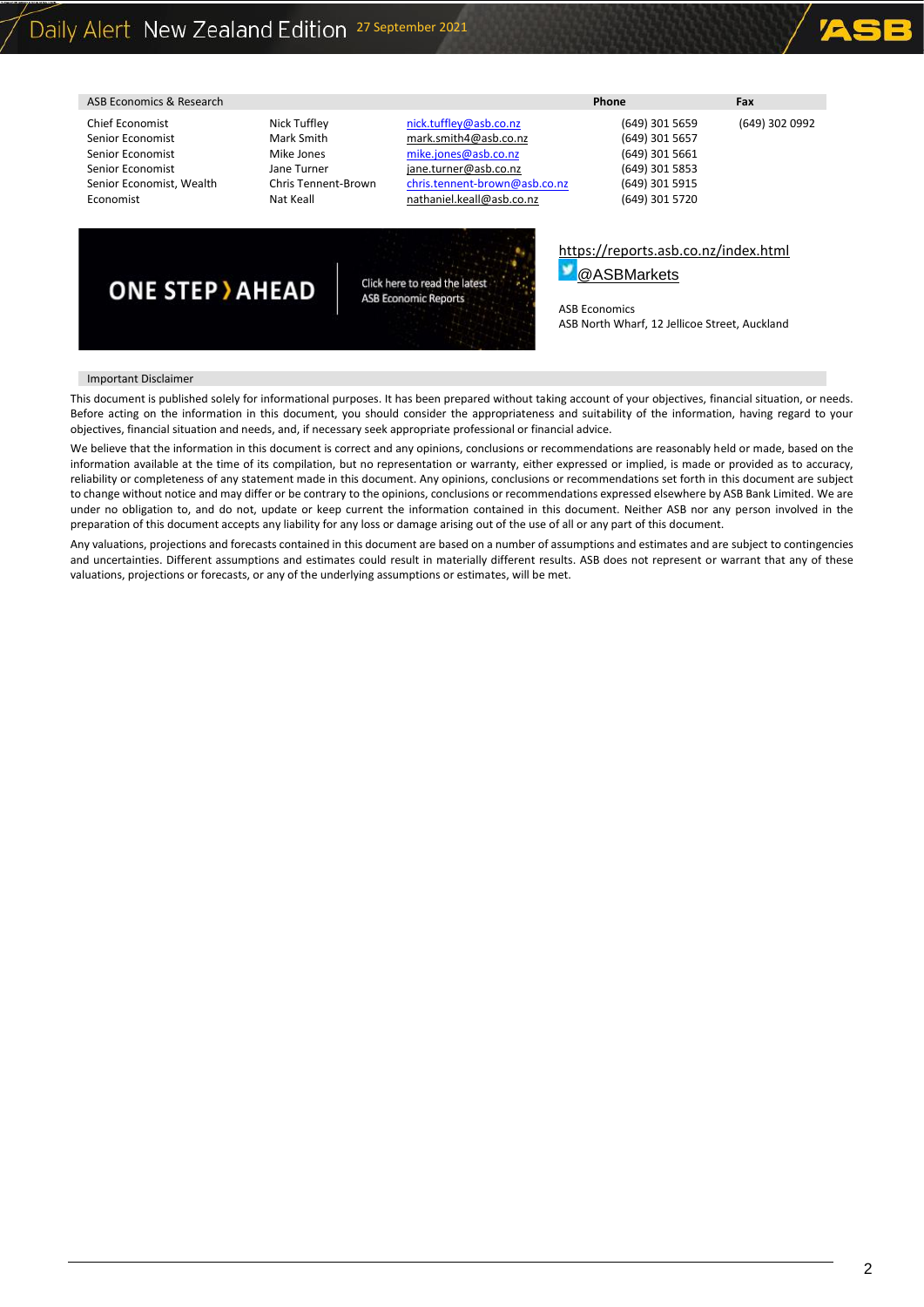| ASB Economics & Research | | | Phone | Fax |
| --- | --- | --- | --- | --- |
| Chief Economist | Nick Tuffley | nick.tuffley@asb.co.nz | (649) 301 5659 | (649) 302 0992 |
| Senior Economist | Mark Smith | mark.smith4@asb.co.nz | (649) 301 5657 | |
| Senior Economist | Mike Jones | mike.jones@asb.co.nz | (649) 301 5661 | |
| Senior Economist | Jane Turner | jane.turner@asb.co.nz | (649) 301 5853 | |
| Senior Economist, Wealth | Chris Tennent-Brown | chris.tennent-brown@asb.co.nz | (649) 301 5915 | |
| Economist | Nat Keall | nathaniel.keall@asb.co.nz | (649) 301 5720 | |

ONE STEP ❯ AHEAD

Click here to read the latest ASB Economic Reports

https://reports.asb.co.nz/index.html

@ASBMarkets

ASB Economics
ASB North Wharf, 12 Jellicoe Street, Auckland

## Important Disclaimer

This document is published solely for informational purposes. It has been prepared without taking account of your objectives, financial situation, or needs. Before acting on the information in this document, you should consider the appropriateness and suitability of the information, having regard to your objectives, financial situation and needs, and, if necessary seek appropriate professional or financial advice.

We believe that the information in this document is correct and any opinions, conclusions or recommendations are reasonably held or made, based on the information available at the time of its compilation, but no representation or warranty, either expressed or implied, is made or provided as to accuracy, reliability or completeness of any statement made in this document. Any opinions, conclusions or recommendations set forth in this document are subject to change without notice and may differ or be contrary to the opinions, conclusions or recommendations expressed elsewhere by ASB Bank Limited. We are under no obligation to, and do not, update or keep current the information contained in this document. Neither ASB nor any person involved in the preparation of this document accepts any liability for any loss or damage arising out of the use of all or any part of this document.

Any valuations, projections and forecasts contained in this document are based on a number of assumptions and estimates and are subject to contingencies and uncertainties. Different assumptions and estimates could result in materially different results. ASB does not represent or warrant that any of these valuations, projections or forecasts, or any of the underlying assumptions or estimates, will be met.